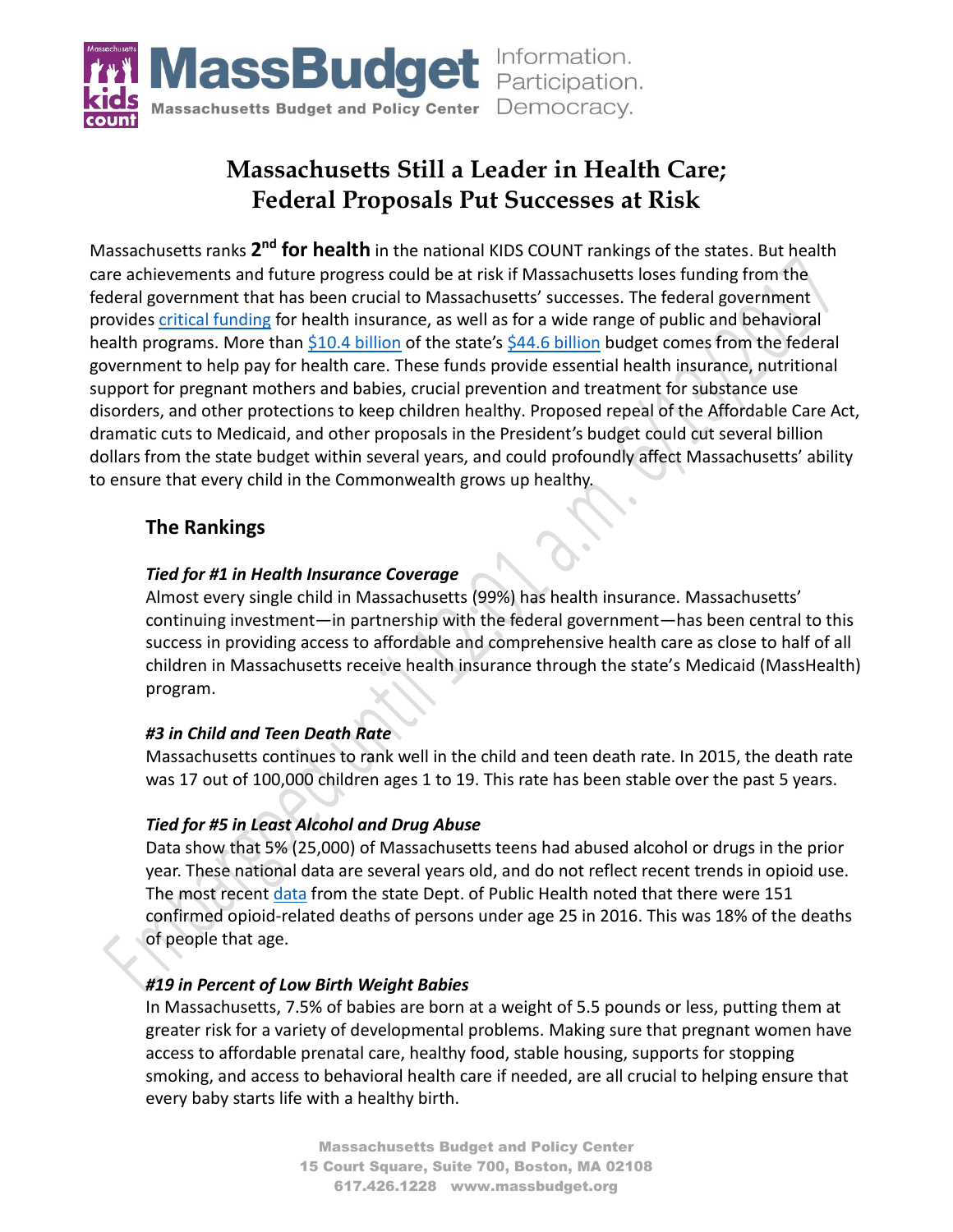# Massachusetts Still a Leader in Health Care; Federal Proposals Put Successes at Risk

Massachusetts ranks **2nd for health** in the national KIDS COUNT rankings of the states. But health care achievements and future progress could be at risk if Massachusetts loses funding from the federal government that has been crucial to Massachusetts' successes. The federal government provides critical funding for health insurance, as well as for a wide range of public and behavioral health programs. More than $10.4 billion of the state's $44.6 billion budget comes from the federal government to help pay for health care. These funds provide essential health insurance, nutritional support for pregnant mothers and babies, crucial prevention and treatment for substance use disorders, and other protections to keep children healthy. Proposed repeal of the Affordable Care Act, dramatic cuts to Medicaid, and other proposals in the President's budget could cut several billion dollars from the state budget within several years, and could profoundly affect Massachusetts' ability to ensure that every child in the Commonwealth grows up healthy.

## The Rankings

***Tied for #1 in Health Insurance Coverage***

Almost every single child in Massachusetts (99%) has health insurance. Massachusetts' continuing investment—in partnership with the federal government—has been central to this success in providing access to affordable and comprehensive health care as close to half of all children in Massachusetts receive health insurance through the state's Medicaid (MassHealth) program.

***#3 in Child and Teen Death Rate***

Massachusetts continues to rank well in the child and teen death rate. In 2015, the death rate was 17 out of 100,000 children ages 1 to 19. This rate has been stable over the past 5 years.

***Tied for #5 in Least Alcohol and Drug Abuse***

Data show that 5% (25,000) of Massachusetts teens had abused alcohol or drugs in the prior year. These national data are several years old, and do not reflect recent trends in opioid use. The most recent data from the state Dept. of Public Health noted that there were 151 confirmed opioid-related deaths of persons under age 25 in 2016. This was 18% of the deaths of people that age.

***#19 in Percent of Low Birth Weight Babies***

In Massachusetts, 7.5% of babies are born at a weight of 5.5 pounds or less, putting them at greater risk for a variety of developmental problems. Making sure that pregnant women have access to affordable prenatal care, healthy food, stable housing, supports for stopping smoking, and access to behavioral health care if needed, are all crucial to helping ensure that every baby starts life with a healthy birth.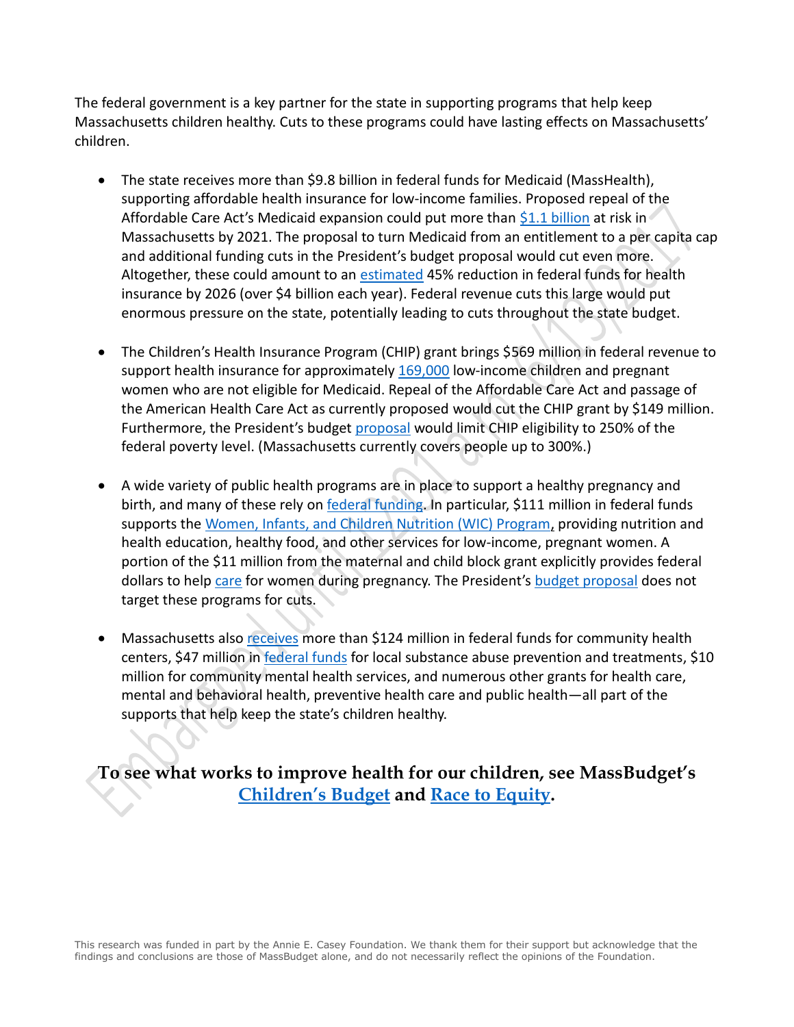The federal government is a key partner for the state in supporting programs that help keep Massachusetts children healthy. Cuts to these programs could have lasting effects on Massachusetts' children.

- The state receives more than $9.8 billion in federal funds for Medicaid (MassHealth), supporting affordable health insurance for low-income families. Proposed repeal of the Affordable Care Act's Medicaid expansion could put more than $1.1 billion at risk in Massachusetts by 2021. The proposal to turn Medicaid from an entitlement to a per capita cap and additional funding cuts in the President's budget proposal would cut even more. Altogether, these could amount to an estimated 45% reduction in federal funds for health insurance by 2026 (over $4 billion each year). Federal revenue cuts this large would put enormous pressure on the state, potentially leading to cuts throughout the state budget.

- The Children's Health Insurance Program (CHIP) grant brings $569 million in federal revenue to support health insurance for approximately 169,000 low-income children and pregnant women who are not eligible for Medicaid. Repeal of the Affordable Care Act and passage of the American Health Care Act as currently proposed would cut the CHIP grant by $149 million. Furthermore, the President's budget proposal would limit CHIP eligibility to 250% of the federal poverty level. (Massachusetts currently covers people up to 300%.)

- A wide variety of public health programs are in place to support a healthy pregnancy and birth, and many of these rely on federal funding. In particular, $111 million in federal funds supports the Women, Infants, and Children Nutrition (WIC) Program, providing nutrition and health education, healthy food, and other services for low-income, pregnant women. A portion of the $11 million from the maternal and child block grant explicitly provides federal dollars to help care for women during pregnancy. The President's budget proposal does not target these programs for cuts.

- Massachusetts also receives more than $124 million in federal funds for community health centers, $47 million in federal funds for local substance abuse prevention and treatments, $10 million for community mental health services, and numerous other grants for health care, mental and behavioral health, preventive health care and public health—all part of the supports that help keep the state's children healthy.

**To see what works to improve health for our children, see MassBudget's Children's Budget and Race to Equity.**

This research was funded in part by the Annie E. Casey Foundation. We thank them for their support but acknowledge that the findings and conclusions are those of MassBudget alone, and do not necessarily reflect the opinions of the Foundation.